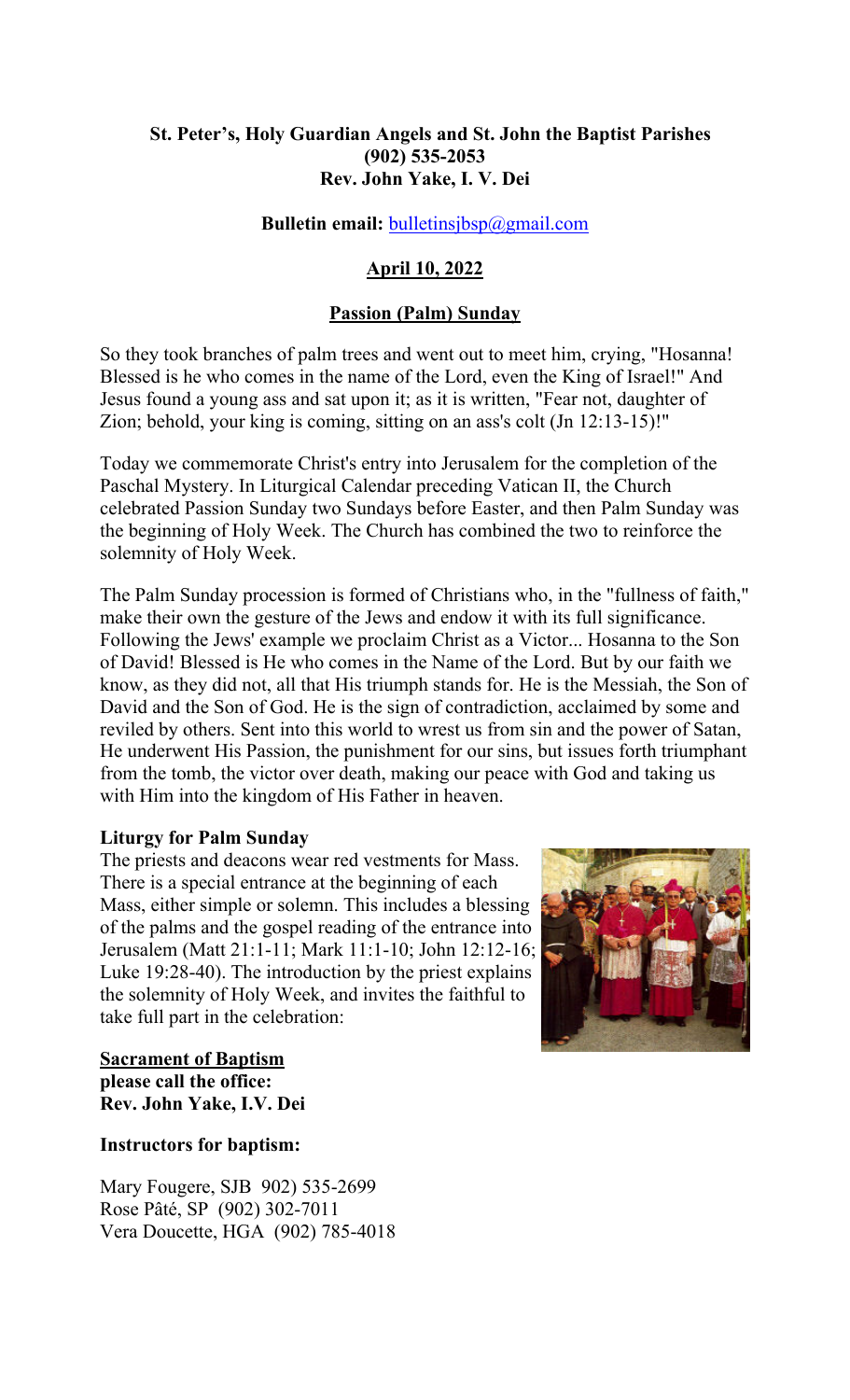**St. Peter's, Holy Guardian Angels and St. John the Baptist Parishes**
**(902) 535-2053**
**Rev. John Yake, I. V. Dei**

**Bulletin email:** bulletinsjbsp@gmail.com

## April 10, 2022

## Passion (Palm) Sunday

So they took branches of palm trees and went out to meet him, crying, "Hosanna! Blessed is he who comes in the name of the Lord, even the King of Israel!" And Jesus found a young ass and sat upon it; as it is written, "Fear not, daughter of Zion; behold, your king is coming, sitting on an ass's colt (Jn 12:13-15)!"

Today we commemorate Christ's entry into Jerusalem for the completion of the Paschal Mystery. In Liturgical Calendar preceding Vatican II, the Church celebrated Passion Sunday two Sundays before Easter, and then Palm Sunday was the beginning of Holy Week. The Church has combined the two to reinforce the solemnity of Holy Week.

The Palm Sunday procession is formed of Christians who, in the "fullness of faith," make their own the gesture of the Jews and endow it with its full significance. Following the Jews' example we proclaim Christ as a Victor... Hosanna to the Son of David! Blessed is He who comes in the Name of the Lord. But by our faith we know, as they did not, all that His triumph stands for. He is the Messiah, the Son of David and the Son of God. He is the sign of contradiction, acclaimed by some and reviled by others. Sent into this world to wrest us from sin and the power of Satan, He underwent His Passion, the punishment for our sins, but issues forth triumphant from the tomb, the victor over death, making our peace with God and taking us with Him into the kingdom of His Father in heaven.

**Liturgy for Palm Sunday**

The priests and deacons wear red vestments for Mass. There is a special entrance at the beginning of each Mass, either simple or solemn. This includes a blessing of the palms and the gospel reading of the entrance into Jerusalem (Matt 21:1-11; Mark 11:1-10; John 12:12-16; Luke 19:28-40). The introduction by the priest explains the solemnity of Holy Week, and invites the faithful to take full part in the celebration:

**Sacrament of Baptism**
**please call the office:**
**Rev. John Yake, I.V. Dei**

**Instructors for baptism:**

Mary Fougere, SJB 902) 535-2699
Rose Pâté, SP (902) 302-7011
Vera Doucette, HGA (902) 785-4018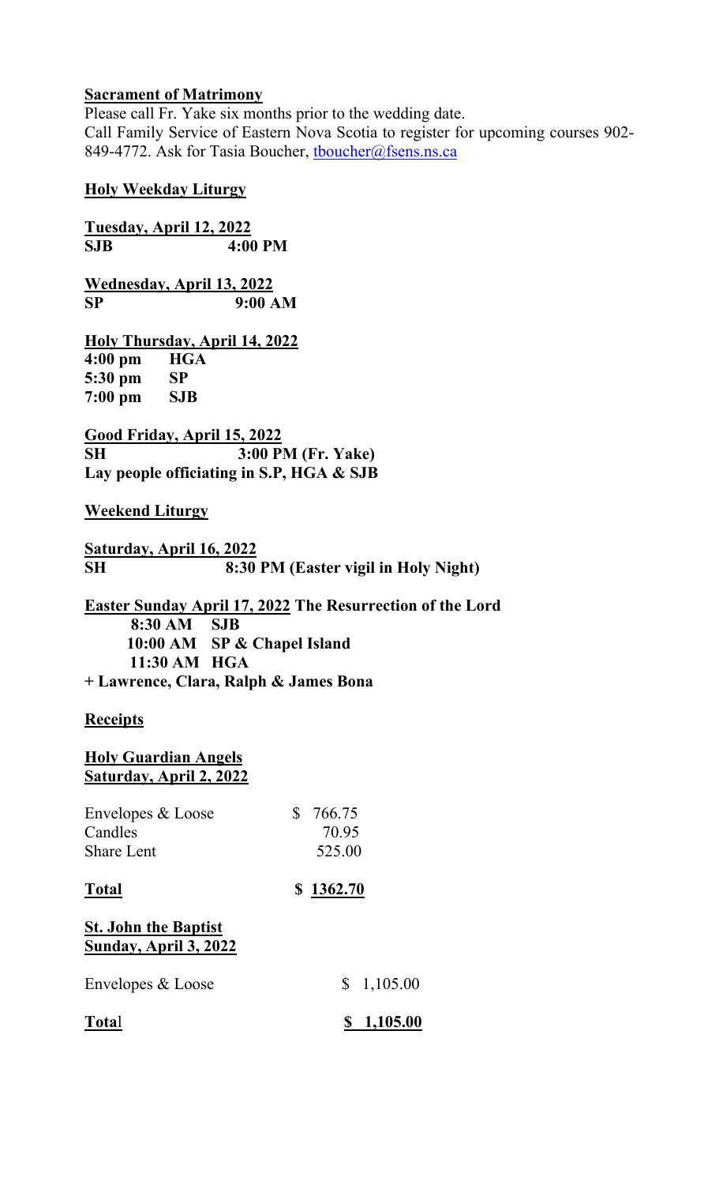**Sacrament of Matrimony**

Please call Fr. Yake six months prior to the wedding date.
Call Family Service of Eastern Nova Scotia to register for upcoming courses 902-849-4772. Ask for Tasia Boucher, tboucher@fsens.ns.ca

**Holy Weekday Liturgy**

**Tuesday, April 12, 2022**
**SJB 4:00 PM**

**Wednesday, April 13, 2022**
**SP 9:00 AM**

**Holy Thursday, April 14, 2022**
**4:00 pm HGA**
**5:30 pm SP**
**7:00 pm SJB**

**Good Friday, April 15, 2022**
**SH 3:00 PM (Fr. Yake)**
**Lay people officiating in S.P, HGA & SJB**

**Weekend Liturgy**

**Saturday, April 16, 2022**
**SH 8:30 PM (Easter vigil in Holy Night)**

**Easter Sunday April 17, 2022 The Resurrection of the Lord**
**8:30 AM SJB**
**10:00 AM SP & Chapel Island**
**11:30 AM HGA**
**+ Lawrence, Clara, Ralph & James Bona**

**Receipts**

**Holy Guardian Angels**
**Saturday, April 2, 2022**

| | |
|---|---|
| Envelopes & Loose | $ 766.75 |
| Candles | 70.95 |
| Share Lent | 525.00 |
| **Total** | **$ 1362.70** |

**St. John the Baptist**
**Sunday, April 3, 2022**

| | |
|---|---|
| Envelopes & Loose | $ 1,105.00 |
| **Total** | **$ 1,105.00** |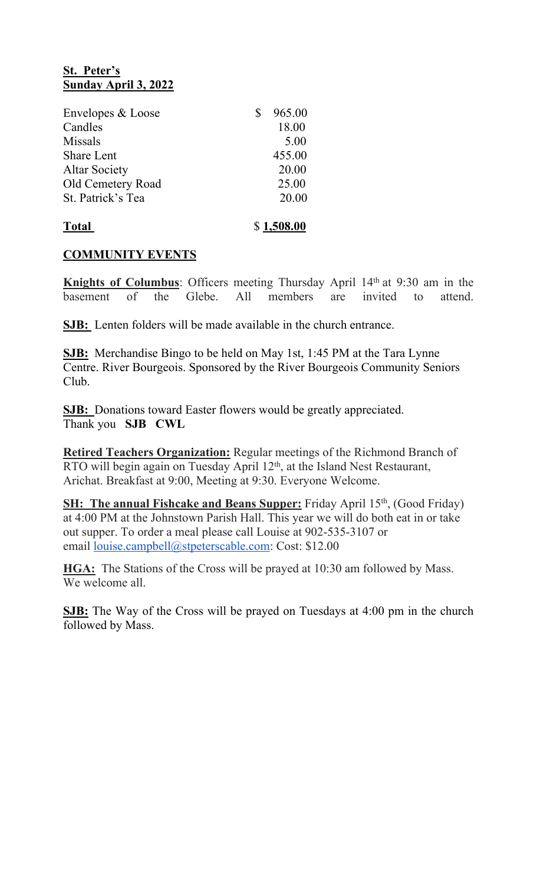**St. Peter's**
**Sunday April 3, 2022**

| | |
|---|---|
| Envelopes & Loose | $ 965.00 |
| Candles | 18.00 |
| Missals | 5.00 |
| Share Lent | 455.00 |
| Altar Society | 20.00 |
| Old Cemetery Road | 25.00 |
| St. Patrick's Tea | 20.00 |
| **Total** | $ **1,508.00** |

## COMMUNITY EVENTS

**Knights of Columbus**: Officers meeting Thursday April 14th at 9:30 am in the basement of the Glebe. All members are invited to attend.

**SJB:** Lenten folders will be made available in the church entrance.

**SJB:** Merchandise Bingo to be held on May 1st, 1:45 PM at the Tara Lynne Centre. River Bourgeois. Sponsored by the River Bourgeois Community Seniors Club.

**SJB:** Donations toward Easter flowers would be greatly appreciated. Thank you **SJB CWL**

**Retired Teachers Organization:** Regular meetings of the Richmond Branch of RTO will begin again on Tuesday April 12th, at the Island Nest Restaurant, Arichat. Breakfast at 9:00, Meeting at 9:30. Everyone Welcome.

**SH: The annual Fishcake and Beans Supper:** Friday April 15th, (Good Friday) at 4:00 PM at the Johnstown Parish Hall. This year we will do both eat in or take out supper. To order a meal please call Louise at 902-535-3107 or email louise.campbell@stpeterscable.com: Cost: $12.00

**HGA:** The Stations of the Cross will be prayed at 10:30 am followed by Mass. We welcome all.

**SJB:** The Way of the Cross will be prayed on Tuesdays at 4:00 pm in the church followed by Mass.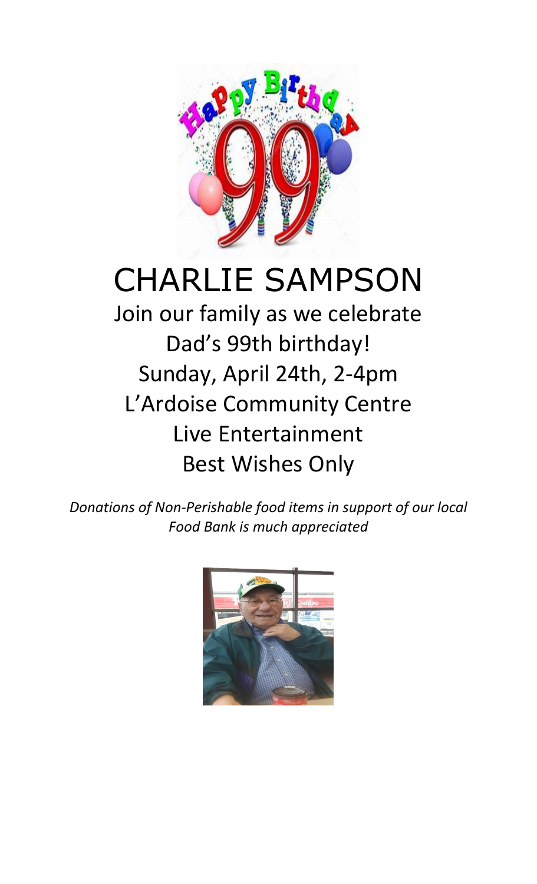# CHARLIE SAMPSON

Join our family as we celebrate
Dad's 99th birthday!
Sunday, April 24th, 2-4pm
L'Ardoise Community Centre
Live Entertainment
Best Wishes Only

*Donations of Non-Perishable food items in support of our local Food Bank is much appreciated*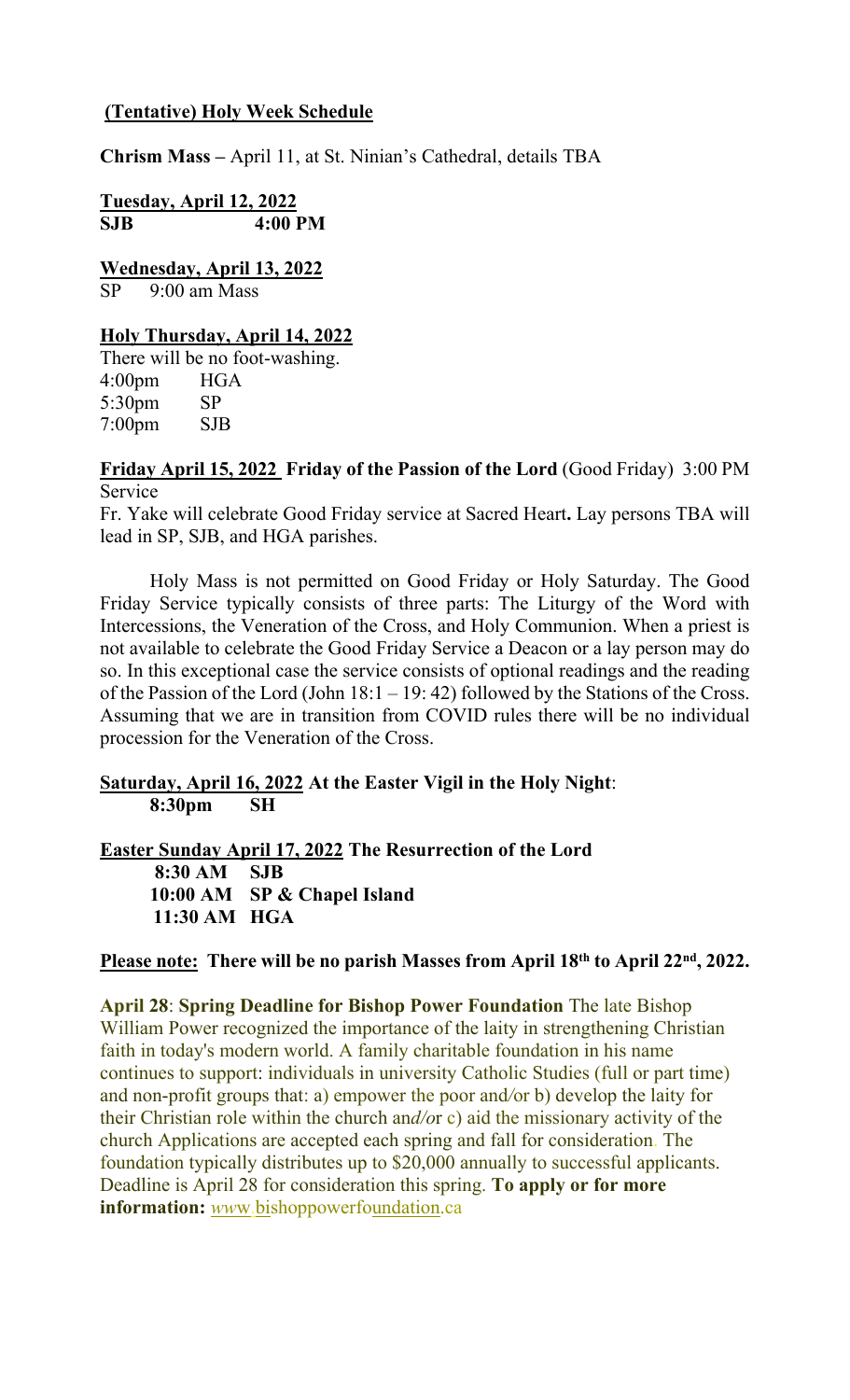## **(Tentative) Holy Week Schedule**

**Chrism Mass –** April 11, at St. Ninian's Cathedral, details TBA

**Tuesday, April 12, 2022**
**SJB 4:00 PM**

**Wednesday, April 13, 2022**
SP 9:00 am Mass

**Holy Thursday, April 14, 2022**
There will be no foot-washing.
4:00pm HGA
5:30pm SP
7:00pm SJB

**Friday April 15, 2022 Friday of the Passion of the Lord** (Good Friday) 3:00 PM Service

Fr. Yake will celebrate Good Friday service at Sacred Heart**.** Lay persons TBA will lead in SP, SJB, and HGA parishes.

Holy Mass is not permitted on Good Friday or Holy Saturday. The Good Friday Service typically consists of three parts: The Liturgy of the Word with Intercessions, the Veneration of the Cross, and Holy Communion. When a priest is not available to celebrate the Good Friday Service a Deacon or a lay person may do so. In this exceptional case the service consists of optional readings and the reading of the Passion of the Lord (John 18:1 – 19: 42) followed by the Stations of the Cross. Assuming that we are in transition from COVID rules there will be no individual procession for the Veneration of the Cross.

**Saturday, April 16, 2022 At the Easter Vigil in the Holy Night**:
**8:30pm SH**

**Easter Sunday April 17, 2022 The Resurrection of the Lord**
**8:30 AM SJB**
**10:00 AM SP & Chapel Island**
**11:30 AM HGA**

**Please note: There will be no parish Masses from April 18th to April 22nd, 2022.**

**April 28**: **Spring Deadline for Bishop Power Foundation** The late Bishop William Power recognized the importance of the laity in strengthening Christian faith in today's modern world. A family charitable foundation in his name continues to support: individuals in university Catholic Studies (full or part time) and non-profit groups that: a) empower the poor and/or b) develop the laity for their Christian role within the church and/or c) aid the missionary activity of the church Applications are accepted each spring and fall for consideration. The foundation typically distributes up to $20,000 annually to successful applicants. Deadline is April 28 for consideration this spring. **To apply or for more information:** www.bishoppowerfoundation.ca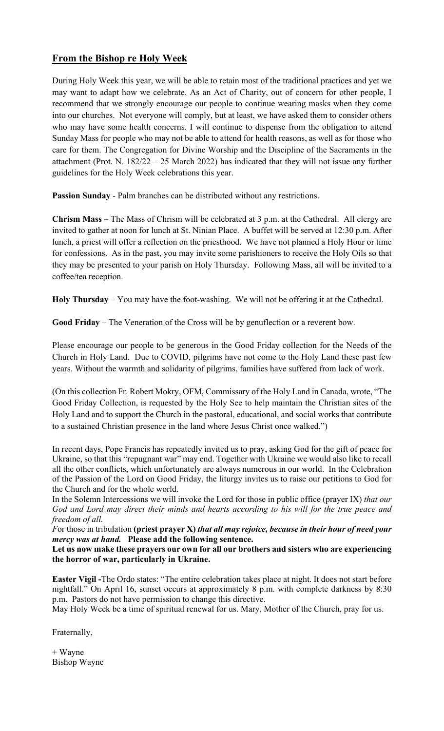## **From the Bishop re Holy Week**

During Holy Week this year, we will be able to retain most of the traditional practices and yet we may want to adapt how we celebrate. As an Act of Charity, out of concern for other people, I recommend that we strongly encourage our people to continue wearing masks when they come into our churches. Not everyone will comply, but at least, we have asked them to consider others who may have some health concerns. I will continue to dispense from the obligation to attend Sunday Mass for people who may not be able to attend for health reasons, as well as for those who care for them. The Congregation for Divine Worship and the Discipline of the Sacraments in the attachment (Prot. N. 182/22 – 25 March 2022) has indicated that they will not issue any further guidelines for the Holy Week celebrations this year.

**Passion Sunday** - Palm branches can be distributed without any restrictions.

**Chrism Mass** – The Mass of Chrism will be celebrated at 3 p.m. at the Cathedral. All clergy are invited to gather at noon for lunch at St. Ninian Place. A buffet will be served at 12:30 p.m. After lunch, a priest will offer a reflection on the priesthood. We have not planned a Holy Hour or time for confessions. As in the past, you may invite some parishioners to receive the Holy Oils so that they may be presented to your parish on Holy Thursday. Following Mass, all will be invited to a coffee/tea reception.

**Holy Thursday** – You may have the foot-washing. We will not be offering it at the Cathedral.

**Good Friday** – The Veneration of the Cross will be by genuflection or a reverent bow.

Please encourage our people to be generous in the Good Friday collection for the Needs of the Church in Holy Land. Due to COVID, pilgrims have not come to the Holy Land these past few years. Without the warmth and solidarity of pilgrims, families have suffered from lack of work.

(On this collection Fr. Robert Mokry, OFM, Commissary of the Holy Land in Canada, wrote, "The Good Friday Collection, is requested by the Holy See to help maintain the Christian sites of the Holy Land and to support the Church in the pastoral, educational, and social works that contribute to a sustained Christian presence in the land where Jesus Christ once walked.")

In recent days, Pope Francis has repeatedly invited us to pray, asking God for the gift of peace for Ukraine, so that this "repugnant war" may end. Together with Ukraine we would also like to recall all the other conflicts, which unfortunately are always numerous in our world. In the Celebration of the Passion of the Lord on Good Friday, the liturgy invites us to raise our petitions to God for the Church and for the whole world.

In the Solemn Intercessions we will invoke the Lord for those in public office (prayer IX) *that our God and Lord may direct their minds and hearts according to his will for the true peace and freedom of all.*

*F*or those in tribulation **(priest prayer X)** ***that all may rejoice, because in their hour of need your mercy was at hand.*** **Please add the following sentence.**

**Let us now make these prayers our own for all our brothers and sisters who are experiencing the horror of war, particularly in Ukraine.**

**Easter Vigil -**The Ordo states: "The entire celebration takes place at night. It does not start before nightfall." On April 16, sunset occurs at approximately 8 p.m. with complete darkness by 8:30 p.m. Pastors do not have permission to change this directive.

May Holy Week be a time of spiritual renewal for us. Mary, Mother of the Church, pray for us.

Fraternally,

+ Wayne
Bishop Wayne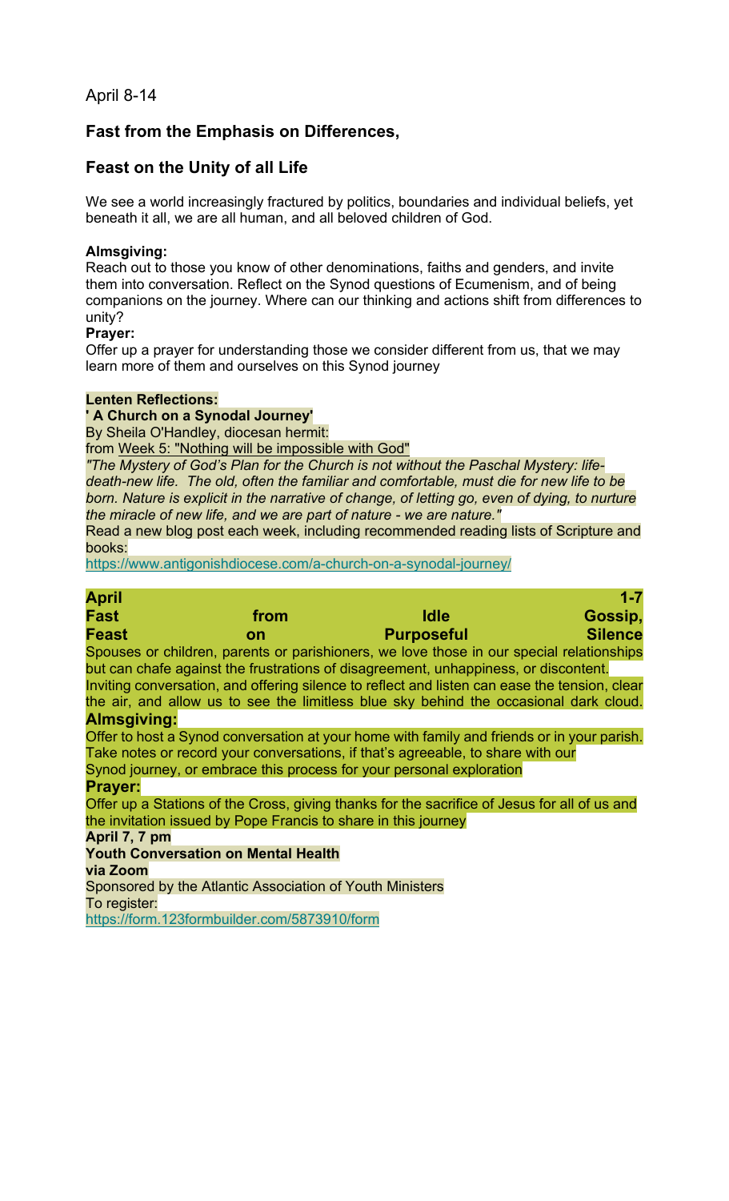April 8-14

## Fast from the Emphasis on Differences,

## Feast on the Unity of all Life

We see a world increasingly fractured by politics, boundaries and individual beliefs, yet beneath it all, we are all human, and all beloved children of God.

**Almsgiving:**
Reach out to those you know of other denominations, faiths and genders, and invite them into conversation. Reflect on the Synod questions of Ecumenism, and of being companions on the journey. Where can our thinking and actions shift from differences to unity?

**Prayer:**
Offer up a prayer for understanding those we consider different from us, that we may learn more of them and ourselves on this Synod journey

**Lenten Reflections:**

**' A Church on a Synodal Journey'**

By Sheila O'Handley, diocesan hermit:

from Week 5: "Nothing will be impossible with God"

*"The Mystery of God's Plan for the Church is not without the Paschal Mystery: life-death-new life. The old, often the familiar and comfortable, must die for new life to be born. Nature is explicit in the narrative of change, of letting go, even of dying, to nurture the miracle of new life, and we are part of nature - we are nature."*

Read a new blog post each week, including recommended reading lists of Scripture and books:

https://www.antigonishdiocese.com/a-church-on-a-synodal-journey/

**April 1-7**

**Fast from Idle Gossip,**

**Feast on Purposeful Silence**

Spouses or children, parents or parishioners, we love those in our special relationships but can chafe against the frustrations of disagreement, unhappiness, or discontent. Inviting conversation, and offering silence to reflect and listen can ease the tension, clear the air, and allow us to see the limitless blue sky behind the occasional dark cloud.

**Almsgiving:**
Offer to host a Synod conversation at your home with family and friends or in your parish. Take notes or record your conversations, if that's agreeable, to share with our Synod journey, or embrace this process for your personal exploration

**Prayer:**
Offer up a Stations of the Cross, giving thanks for the sacrifice of Jesus for all of us and the invitation issued by Pope Francis to share in this journey

**April 7, 7 pm**

**Youth Conversation on Mental Health**

**via Zoom**

Sponsored by the Atlantic Association of Youth Ministers

To register:

https://form.123formbuilder.com/5873910/form